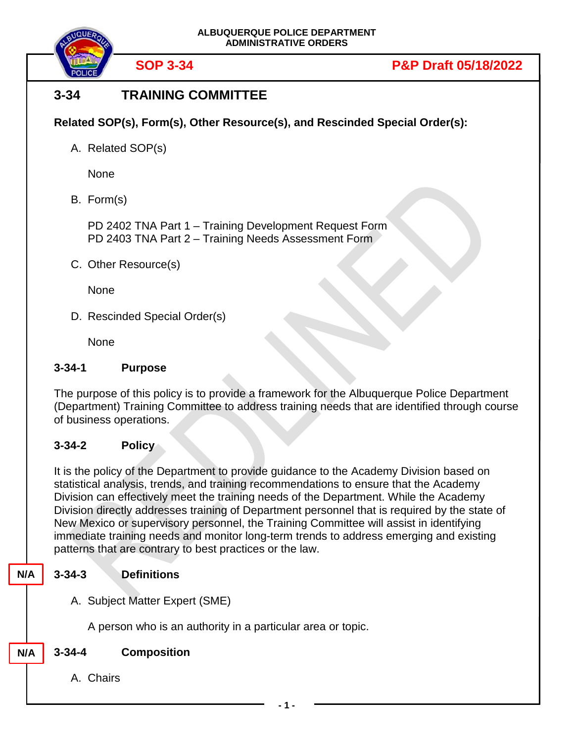ALBUQUERQUE POLICE DEPARTMENT
ADMINISTRATIVE ORDERS

**SOP 3-34** | **P&P Draft 05/18/2022**

# 3-34 TRAINING COMMITTEE

**Related SOP(s), Form(s), Other Resource(s), and Rescinded Special Order(s):**

A. Related SOP(s)

None

B. Form(s)

PD 2402 TNA Part 1 – Training Development Request Form
PD 2403 TNA Part 2 – Training Needs Assessment Form

C. Other Resource(s)

None

D. Rescinded Special Order(s)

None

## 3-34-1 Purpose

The purpose of this policy is to provide a framework for the Albuquerque Police Department (Department) Training Committee to address training needs that are identified through course of business operations.

## 3-34-2 Policy

It is the policy of the Department to provide guidance to the Academy Division based on statistical analysis, trends, and training recommendations to ensure that the Academy Division can effectively meet the training needs of the Department. While the Academy Division directly addresses training of Department personnel that is required by the state of New Mexico or supervisory personnel, the Training Committee will assist in identifying immediate training needs and monitor long-term trends to address emerging and existing patterns that are contrary to best practices or the law.

N/A

## 3-34-3 Definitions

A. Subject Matter Expert (SME)

A person who is an authority in a particular area or topic.

N/A

## 3-34-4 Composition

A. Chairs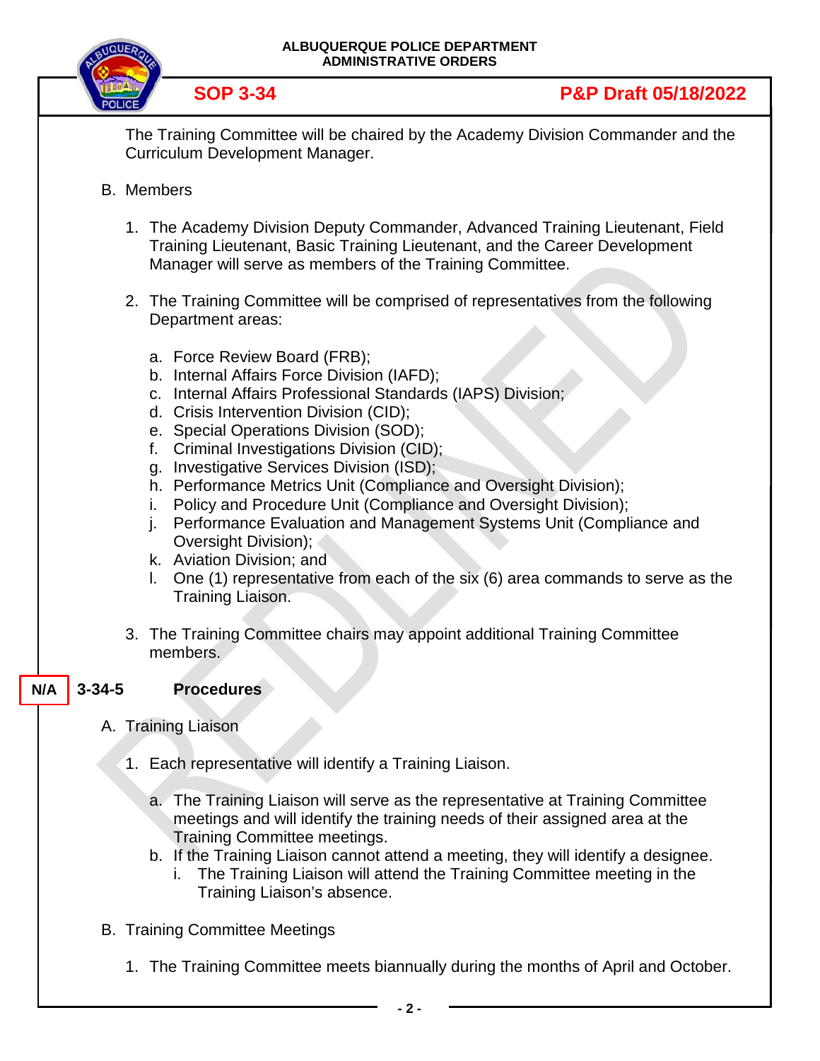The Training Committee will be chaired by the Academy Division Commander and the Curriculum Development Manager.

B. Members

1. The Academy Division Deputy Commander, Advanced Training Lieutenant, Field Training Lieutenant, Basic Training Lieutenant, and the Career Development Manager will serve as members of the Training Committee.

2. The Training Committee will be comprised of representatives from the following Department areas:

   a. Force Review Board (FRB);
   b. Internal Affairs Force Division (IAFD);
   c. Internal Affairs Professional Standards (IAPS) Division;
   d. Crisis Intervention Division (CID);
   e. Special Operations Division (SOD);
   f. Criminal Investigations Division (CID);
   g. Investigative Services Division (ISD);
   h. Performance Metrics Unit (Compliance and Oversight Division);
   i. Policy and Procedure Unit (Compliance and Oversight Division);
   j. Performance Evaluation and Management Systems Unit (Compliance and Oversight Division);
   k. Aviation Division; and
   l. One (1) representative from each of the six (6) area commands to serve as the Training Liaison.

3. The Training Committee chairs may appoint additional Training Committee members.

## N/A 3-34-5 Procedures

A. Training Liaison

1. Each representative will identify a Training Liaison.

   a. The Training Liaison will serve as the representative at Training Committee meetings and will identify the training needs of their assigned area at the Training Committee meetings.
   b. If the Training Liaison cannot attend a meeting, they will identify a designee.
      i. The Training Liaison will attend the Training Committee meeting in the Training Liaison's absence.

B. Training Committee Meetings

1. The Training Committee meets biannually during the months of April and October.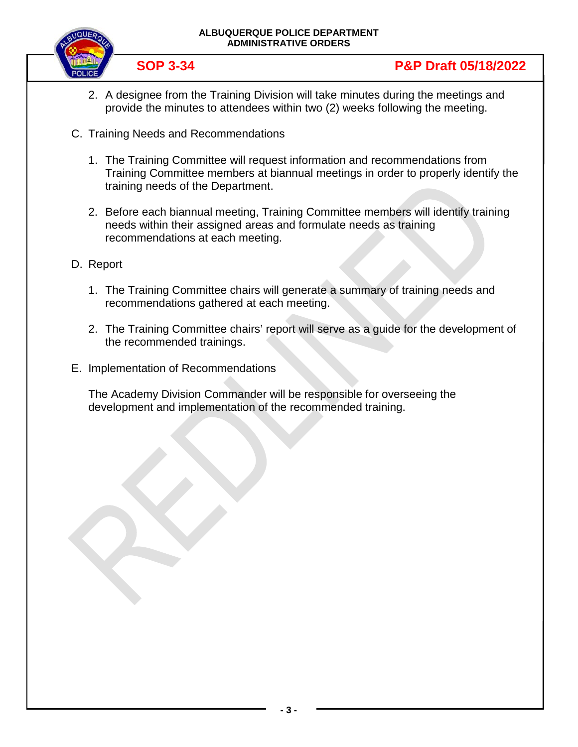2. A designee from the Training Division will take minutes during the meetings and provide the minutes to attendees within two (2) weeks following the meeting.

C. Training Needs and Recommendations

1. The Training Committee will request information and recommendations from Training Committee members at biannual meetings in order to properly identify the training needs of the Department.

2. Before each biannual meeting, Training Committee members will identify training needs within their assigned areas and formulate needs as training recommendations at each meeting.

D. Report

1. The Training Committee chairs will generate a summary of training needs and recommendations gathered at each meeting.

2. The Training Committee chairs' report will serve as a guide for the development of the recommended trainings.

E. Implementation of Recommendations

The Academy Division Commander will be responsible for overseeing the development and implementation of the recommended training.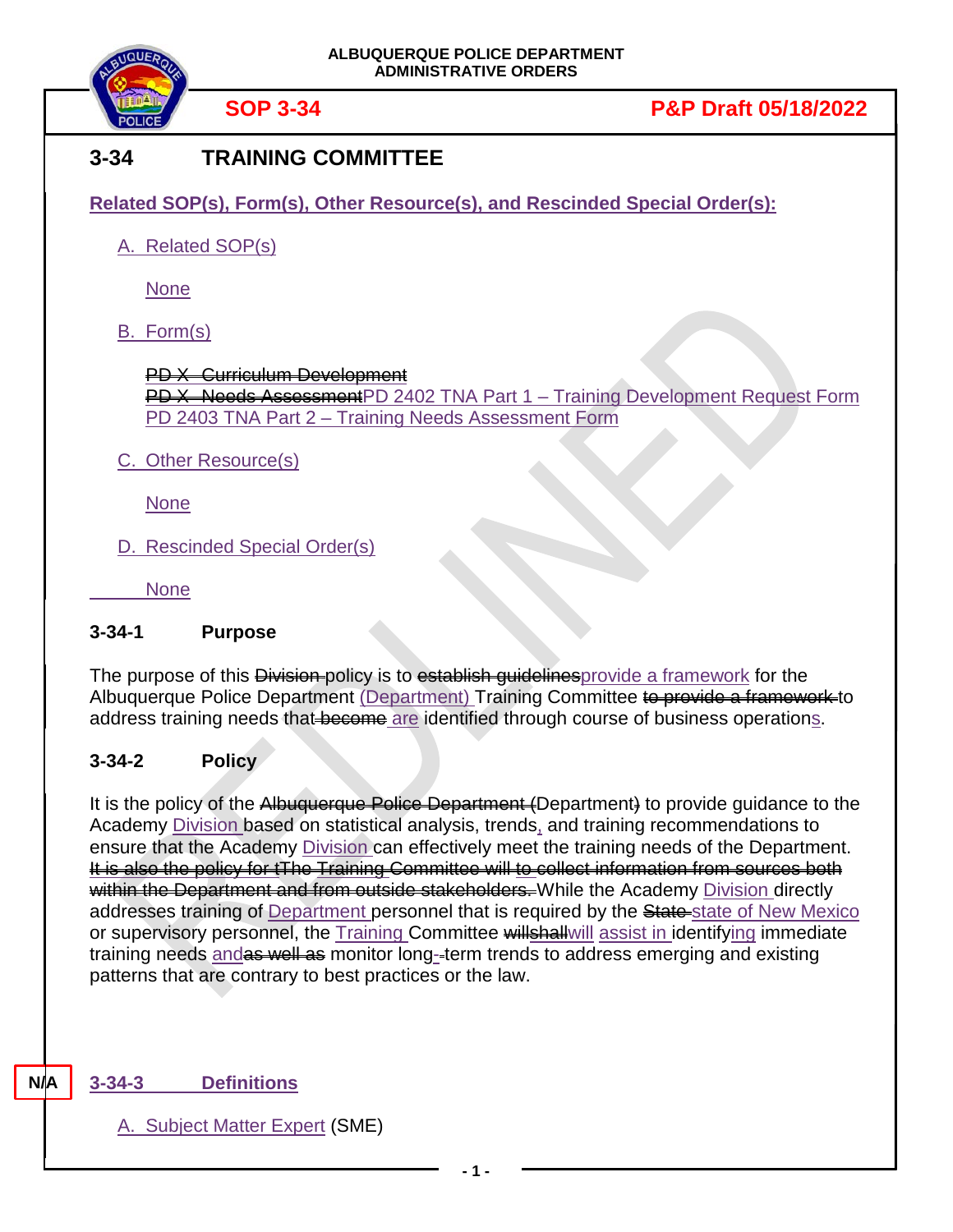# 3-34 TRAINING COMMITTEE

**Related SOP(s), Form(s), Other Resource(s), and Rescinded Special Order(s):**

A. Related SOP(s)

None

B. Form(s)

~~PD X- Curriculum Development~~
~~PD X- Needs Assessment~~PD 2402 TNA Part 1 – Training Development Request Form
PD 2403 TNA Part 2 – Training Needs Assessment Form

C. Other Resource(s)

None

D. Rescinded Special Order(s)

None

## 3-34-1 Purpose

The purpose of this ~~Division~~ policy is to ~~establish guidelines~~provide a framework for the Albuquerque Police Department (Department) Training Committee ~~to provide a framework~~ to address training needs that ~~become~~ are identified through course of business operations.

## 3-34-2 Policy

It is the policy of the ~~Albuquerque Police Department (~~Department~~)~~ to provide guidance to the Academy Division based on statistical analysis, trends, and training recommendations to ensure that the Academy Division can effectively meet the training needs of the Department. ~~It is also the policy for tThe Training Committee will to collect information from sources both within the Department and from outside stakeholders.~~ While the Academy Division directly addresses training of Department personnel that is required by the ~~State~~ state of New Mexico or supervisory personnel, the Training Committee ~~willshall~~will assist in identifying immediate training needs and~~as well as~~ monitor long-term trends to address emerging and existing patterns that are contrary to best practices or the law.

N/A

## 3-34-3 Definitions

A. Subject Matter Expert (SME)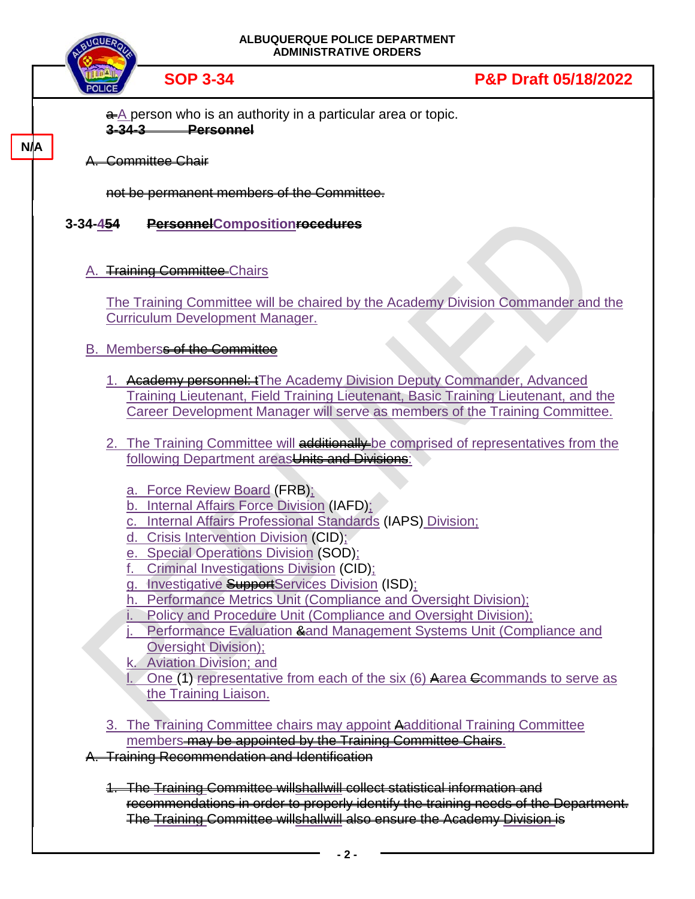a A person who is an authority in a particular area or topic.

~~3-34-3 Personnel~~

N/A

~~A. Committee Chair~~

~~not be permanent members of the Committee.~~

## 3-34-454 ~~Personnel~~Composition~~rocedures~~

A. ~~Training Committee~~ Chairs

The Training Committee will be chaired by the Academy Division Commander and the Curriculum Development Manager.

B. Members~~s of the Committee~~

1. ~~Academy personnel: t~~The Academy Division Deputy Commander, Advanced Training Lieutenant, Field Training Lieutenant, Basic Training Lieutenant, and the Career Development Manager will serve as members of the Training Committee.

2. The Training Committee will ~~additionally~~ be comprised of representatives from the following Department areas~~Units and Divisions~~:

   a. Force Review Board (FRB);
   b. Internal Affairs Force Division (IAFD);
   c. Internal Affairs Professional Standards (IAPS) Division;
   d. Crisis Intervention Division (CID);
   e. Special Operations Division (SOD);
   f. Criminal Investigations Division (CID);
   g. Investigative ~~Support~~Services Division (ISD);
   h. Performance Metrics Unit (Compliance and Oversight Division);
   i. Policy and Procedure Unit (Compliance and Oversight Division);
   j. Performance Evaluation ~~&~~and Management Systems Unit (Compliance and Oversight Division);
   k. Aviation Division; and
   l. One (1) representative from each of the six (6) ~~A~~area ~~C~~commands to serve as the Training Liaison.

3. The Training Committee chairs may appoint ~~A~~additional Training Committee members~~ may be appointed by the Training Committee Chairs~~.

~~A. Training Recommendation and Identification~~

~~1. The Training Committee willshallwill collect statistical information and recommendations in order to properly identify the training needs of the Department. The Training Committee willshallwill also ensure the Academy Division is~~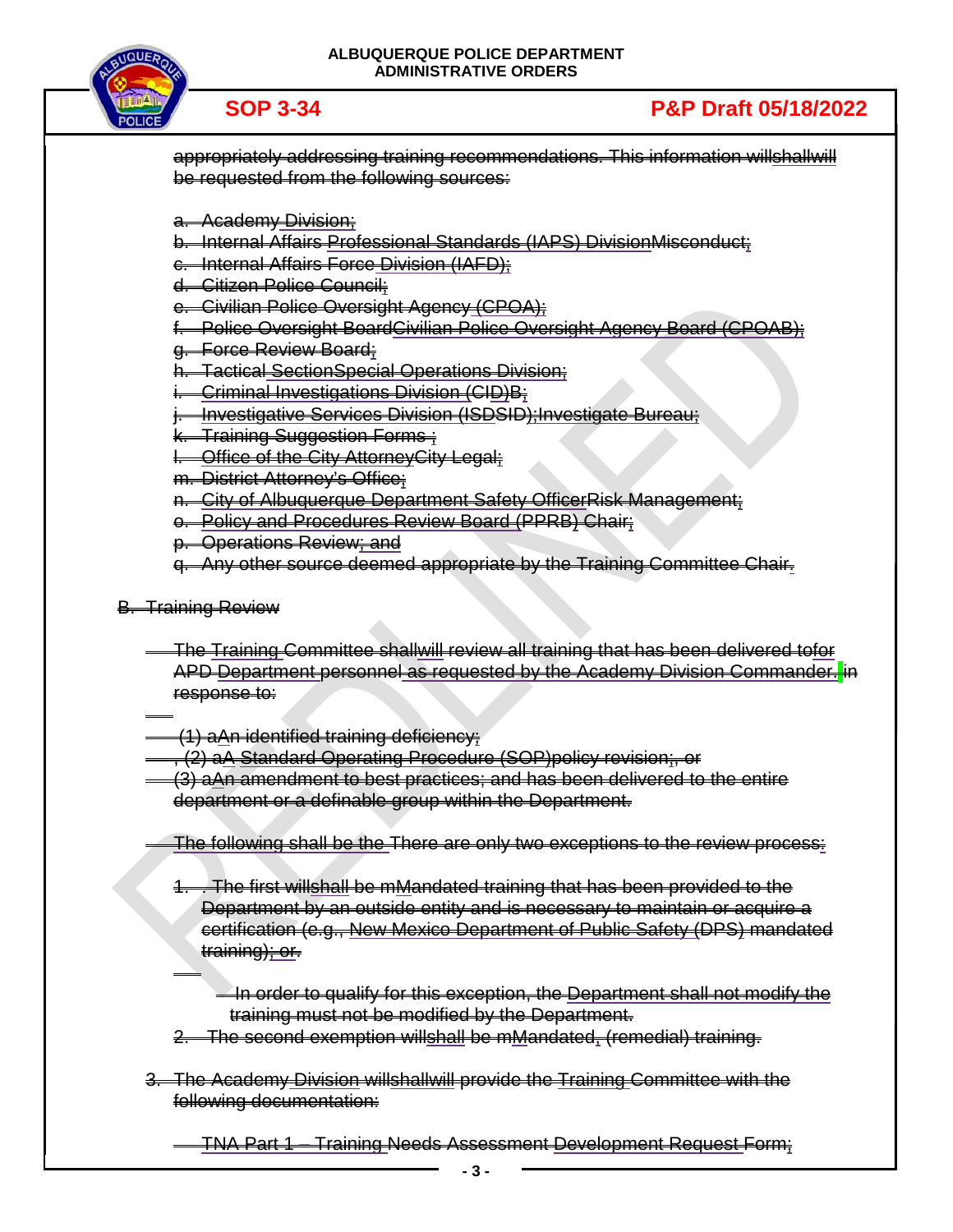appropriately addressing training recommendations. This information willshallwill be requested from the following sources:

a. Academy Division;
b. Internal Affairs Professional Standards (IAPS) DivisionMisconduct;
c. Internal Affairs Force Division (IAFD);
d. Citizen Police Council;
e. Civilian Police Oversight Agency (CPOA);
f. Police Oversight BoardCivilian Police Oversight Agency Board (CPOAB);
g. Force Review Board;
h. Tactical SectionSpecial Operations Division;
i. Criminal Investigations Division (CID)B;
j. Investigative Services Division (ISDSID);Investigate Bureau;
k. Training Suggestion Forms ;
l. Office of the City AttorneyCity Legal;
m. District Attorney's Office;
n. City of Albuquerque Department Safety OfficerRisk Management;
o. Policy and Procedures Review Board (PPRB) Chair;
p. Operations Review; and
q. Any other source deemed appropriate by the Training Committee Chair.

B. Training Review

The Training Committee shallwill review all training that has been delivered tofor APD Department personnel as requested by the Academy Division Commander. in response to:

(1) aAn identified training deficiency;
, (2) aA Standard Operating Procedure (SOP)policy revision;, or
(3) aAn amendment to best practices; and has been delivered to the entire department or a definable group within the Department.

The following shall be the There are only two exceptions to the review process:

1. . The first willshall be mMandated training that has been provided to the Department by an outside entity and is necessary to maintain or acquire a certification (e.g., New Mexico Department of Public Safety (DPS) mandated training); or.

In order to qualify for this exception, the Department shall not modify the training must not be modified by the Department.

2. The second exemption willshall be mMandated, (remedial) training.

3. The Academy Division willshallwill provide the Training Committee with the following documentation:

TNA Part 1 – Training Needs Assessment Development Request Form;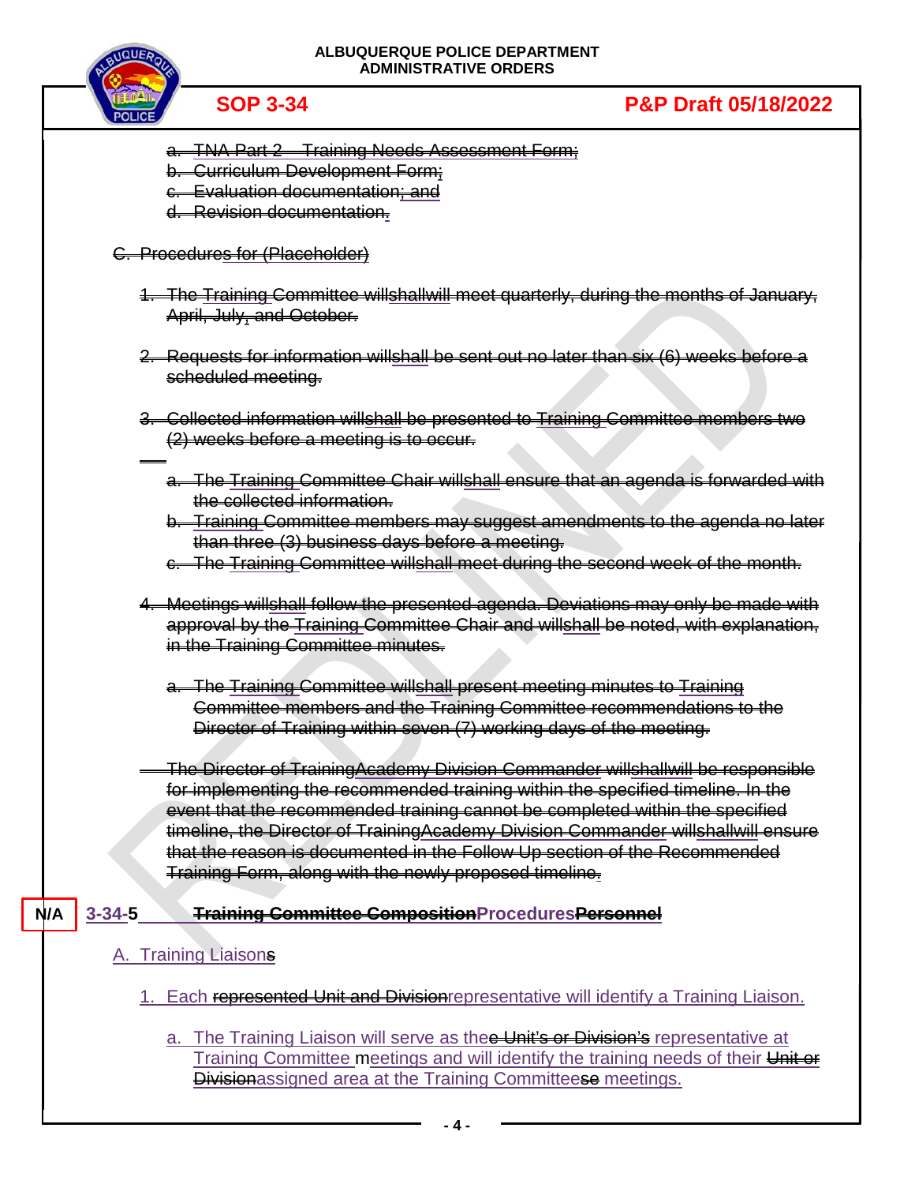a. TNA Part 2 – Training Needs Assessment Form;
b. Curriculum Development Form;
c. Evaluation documentation; and
d. Revision documentation.

C. Procedures for (Placeholder)

1. The Training Committee willshallwill meet quarterly, during the months of January, April, July, and October.

2. Requests for information willshall be sent out no later than six (6) weeks before a scheduled meeting.

3. Collected information willshall be presented to Training Committee members two (2) weeks before a meeting is to occur.

   a. The Training Committee Chair willshall ensure that an agenda is forwarded with the collected information.
   b. Training Committee members may suggest amendments to the agenda no later than three (3) business days before a meeting.
   c. The Training Committee willshall meet during the second week of the month.

4. Meetings willshall follow the presented agenda. Deviations may only be made with approval by the Training Committee Chair and willshall be noted, with explanation, in the Training Committee minutes.

   a. The Training Committee willshall present meeting minutes to Training Committee members and the Training Committee recommendations to the Director of Training within seven (7) working days of the meeting.

The Director of TrainingAcademy Division Commander willshallwill be responsible for implementing the recommended training within the specified timeline. In the event that the recommended training cannot be completed within the specified timeline, the Director of TrainingAcademy Division Commander willshallwill ensure that the reason is documented in the Follow Up section of the Recommended Training Form, along with the newly proposed timeline.

N/A

## 3-34-5 Training Committee CompositionProceduresPersonnel

A. Training Liaisons

1. Each represented Unit and Divisionrepresentative will identify a Training Liaison.

   a. The Training Liaison will serve as thee Unit's or Division's representative at Training Committee meetings and will identify the training needs of their Unit or Divisionassigned area at the Training Committeese meetings.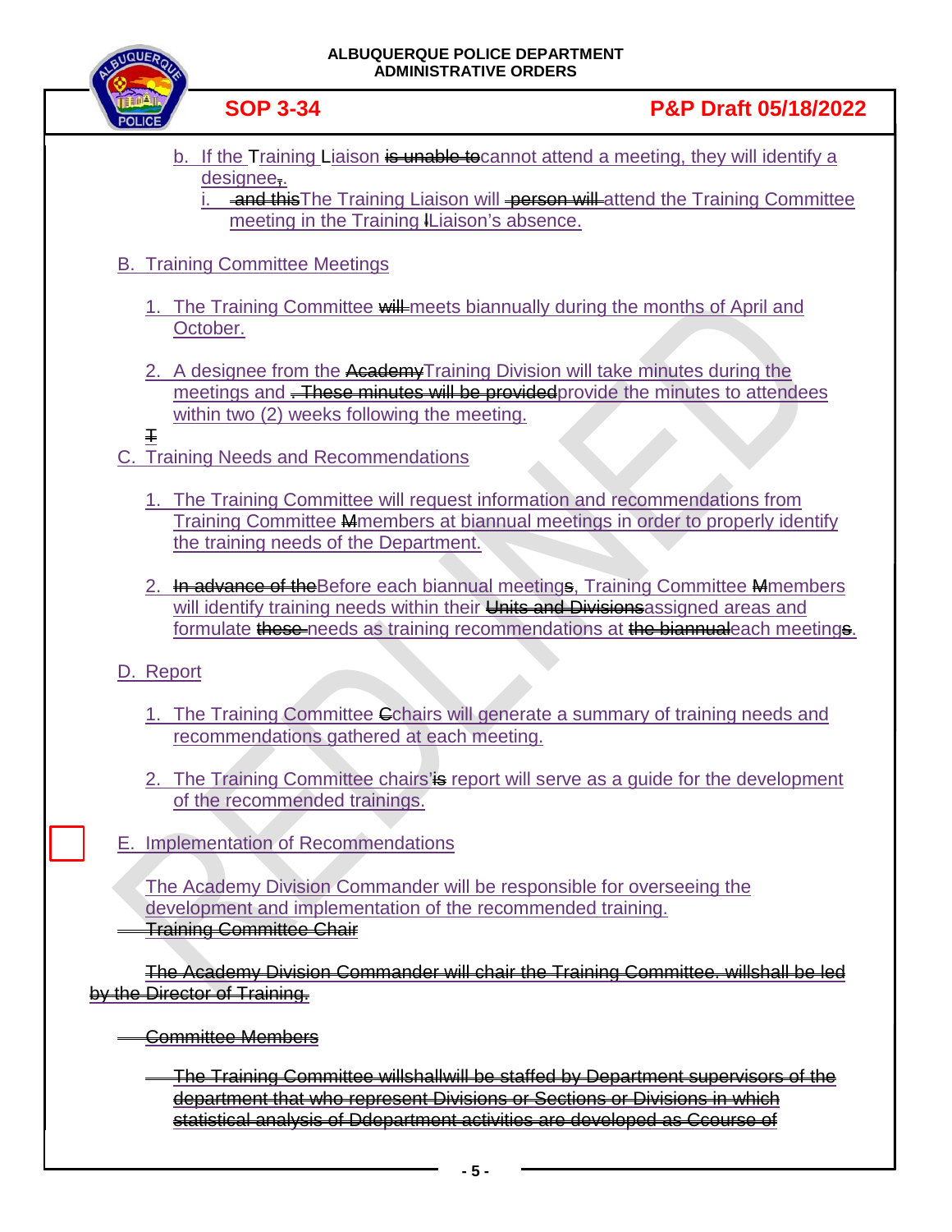b. If the Training Liaison ~~is unable to~~cannot attend a meeting, they will identify a designee~~,~~.

i. ~~and this~~The Training Liaison will ~~person will~~ attend the Training Committee meeting in the Training ~~l~~Liaison's absence.

B. Training Committee Meetings

1. The Training Committee ~~will~~ meets biannually during the months of April and October.

2. A designee from the ~~Academy~~Training Division will take minutes during the meetings and ~~. These minutes will be provided~~provide the minutes to attendees within two (2) weeks following the meeting.

~~T~~

C. Training Needs and Recommendations

1. The Training Committee will request information and recommendations from Training Committee ~~M~~members at biannual meetings in order to properly identify the training needs of the Department.

2. ~~In advance of the~~Before each biannual meeting~~s~~, Training Committee ~~M~~members will identify training needs within their ~~Units and Divisions~~assigned areas and formulate ~~these~~ needs as training recommendations at ~~the biannual~~each meeting~~s~~.

D. Report

1. The Training Committee ~~C~~chairs will generate a summary of training needs and recommendations gathered at each meeting.

2. The Training Committee chairs'~~is~~ report will serve as a guide for the development of the recommended trainings.

E. Implementation of Recommendations

The Academy Division Commander will be responsible for overseeing the development and implementation of the recommended training.

~~Training Committee Chair~~

~~The Academy Division Commander will chair the Training Committee. willshall be led by the Director of Training.~~

~~Committee Members~~

~~The Training Committee willshallwill be staffed by Department supervisors of the department that who represent Divisions or Sections or Divisions in which statistical analysis of Ddepartment activities are developed as Ccourse of~~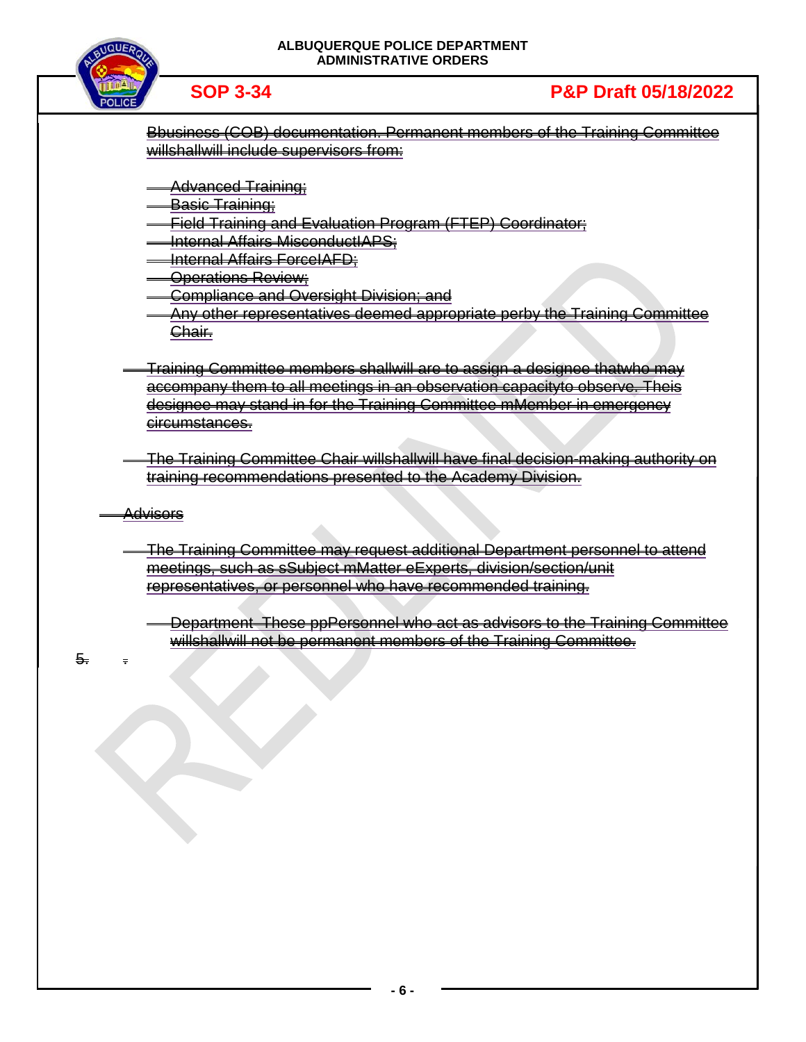Bbusiness (COB) documentation. Permanent members of the Training Committee willshallwill include supervisors from:

- Advanced Training;
- Basic Training;
- Field Training and Evaluation Program (FTEP) Coordinator;
- Internal Affairs MisconductIAPS;
- Internal Affairs ForceIAFD;
- Operations Review;
- Compliance and Oversight Division; and
- Any other representatives deemed appropriate perby the Training Committee Chair.

Training Committee members shallwill are to assign a designee thatwho may accompany them to all meetings in an observation capacityto observe. Theis designee may stand in for the Training Committee mMember in emergency circumstances.

The Training Committee Chair willshallwill have final decision-making authority on training recommendations presented to the Academy Division.

Advisors

The Training Committee may request additional Department personnel to attend meetings, such as sSubject mMatter eExperts, division/section/unit representatives, or personnel who have recommended training.

Department These ppPersonnel who act as advisors to the Training Committee willshallwill not be permanent members of the Training Committee.

5. .